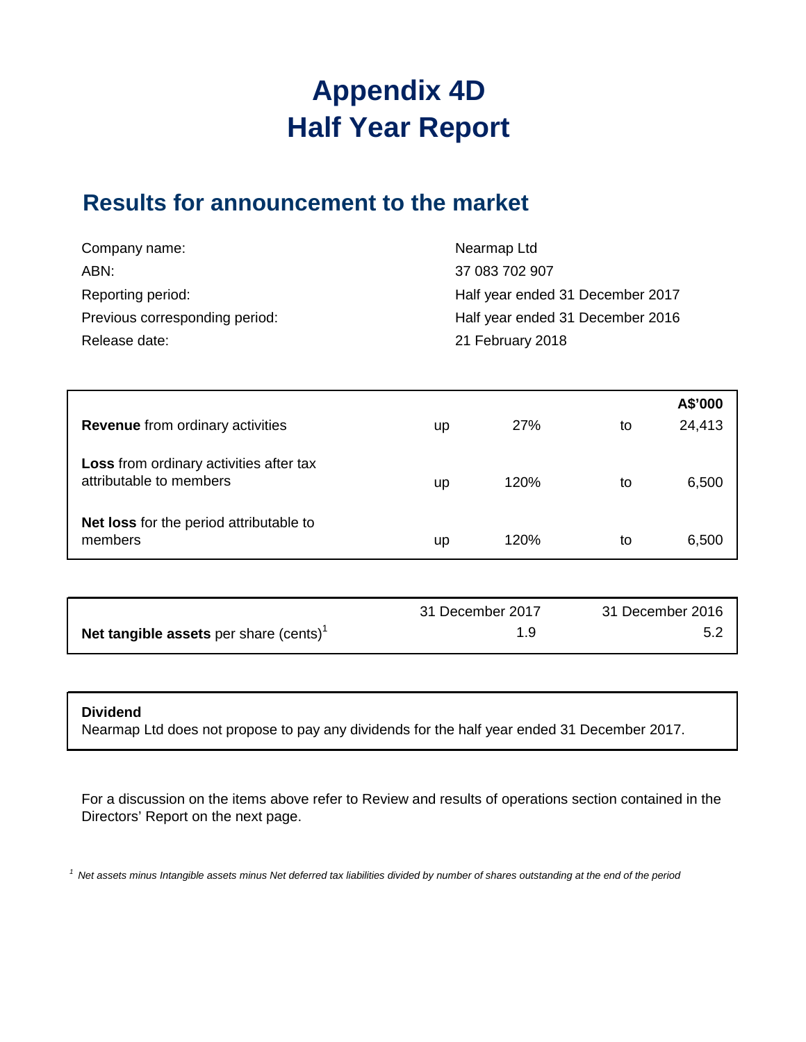# Appendix 4D
# Half Year Report

## Results for announcement to the market

| | |
|---|---|
| Company name: | Nearmap Ltd |
| ABN: | 37 083 702 907 |
| Reporting period: | Half year ended 31 December 2017 |
| Previous corresponding period: | Half year ended 31 December 2016 |
| Release date: | 21 February 2018 |

| | | | | A$'000 |
|---|---|---|---|---|
| **Revenue** from ordinary activities | up | 27% | to | 24,413 |
| **Loss** from ordinary activities after tax attributable to members | up | 120% | to | 6,500 |
| **Net loss** for the period attributable to members | up | 120% | to | 6,500 |

| | 31 December 2017 | 31 December 2016 |
|---|---|---|
| **Net tangible assets** per share (cents)[1] | 1.9 | 5.2 |

**Dividend**
Nearmap Ltd does not propose to pay any dividends for the half year ended 31 December 2017.

For a discussion on the items above refer to Review and results of operations section contained in the Directors' Report on the next page.

[1] *Net assets minus Intangible assets minus Net deferred tax liabilities divided by number of shares outstanding at the end of the period*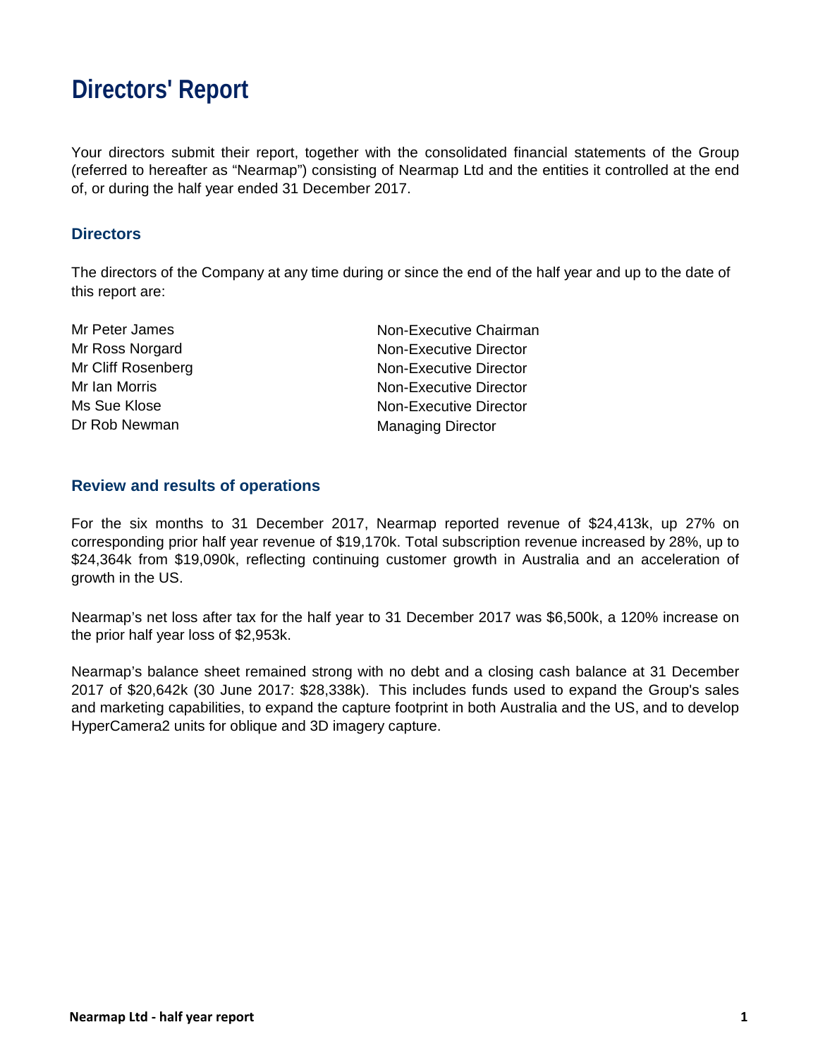# Directors' Report

Your directors submit their report, together with the consolidated financial statements of the Group (referred to hereafter as "Nearmap") consisting of Nearmap Ltd and the entities it controlled at the end of, or during the half year ended 31 December 2017.

## Directors

The directors of the Company at any time during or since the end of the half year and up to the date of this report are:

| | |
|---|---|
| Mr Peter James | Non-Executive Chairman |
| Mr Ross Norgard | Non-Executive Director |
| Mr Cliff Rosenberg | Non-Executive Director |
| Mr Ian Morris | Non-Executive Director |
| Ms Sue Klose | Non-Executive Director |
| Dr Rob Newman | Managing Director |

## Review and results of operations

For the six months to 31 December 2017, Nearmap reported revenue of $24,413k, up 27% on corresponding prior half year revenue of $19,170k. Total subscription revenue increased by 28%, up to $24,364k from $19,090k, reflecting continuing customer growth in Australia and an acceleration of growth in the US.

Nearmap's net loss after tax for the half year to 31 December 2017 was $6,500k, a 120% increase on the prior half year loss of $2,953k.

Nearmap's balance sheet remained strong with no debt and a closing cash balance at 31 December 2017 of $20,642k (30 June 2017: $28,338k). This includes funds used to expand the Group's sales and marketing capabilities, to expand the capture footprint in both Australia and the US, and to develop HyperCamera2 units for oblique and 3D imagery capture.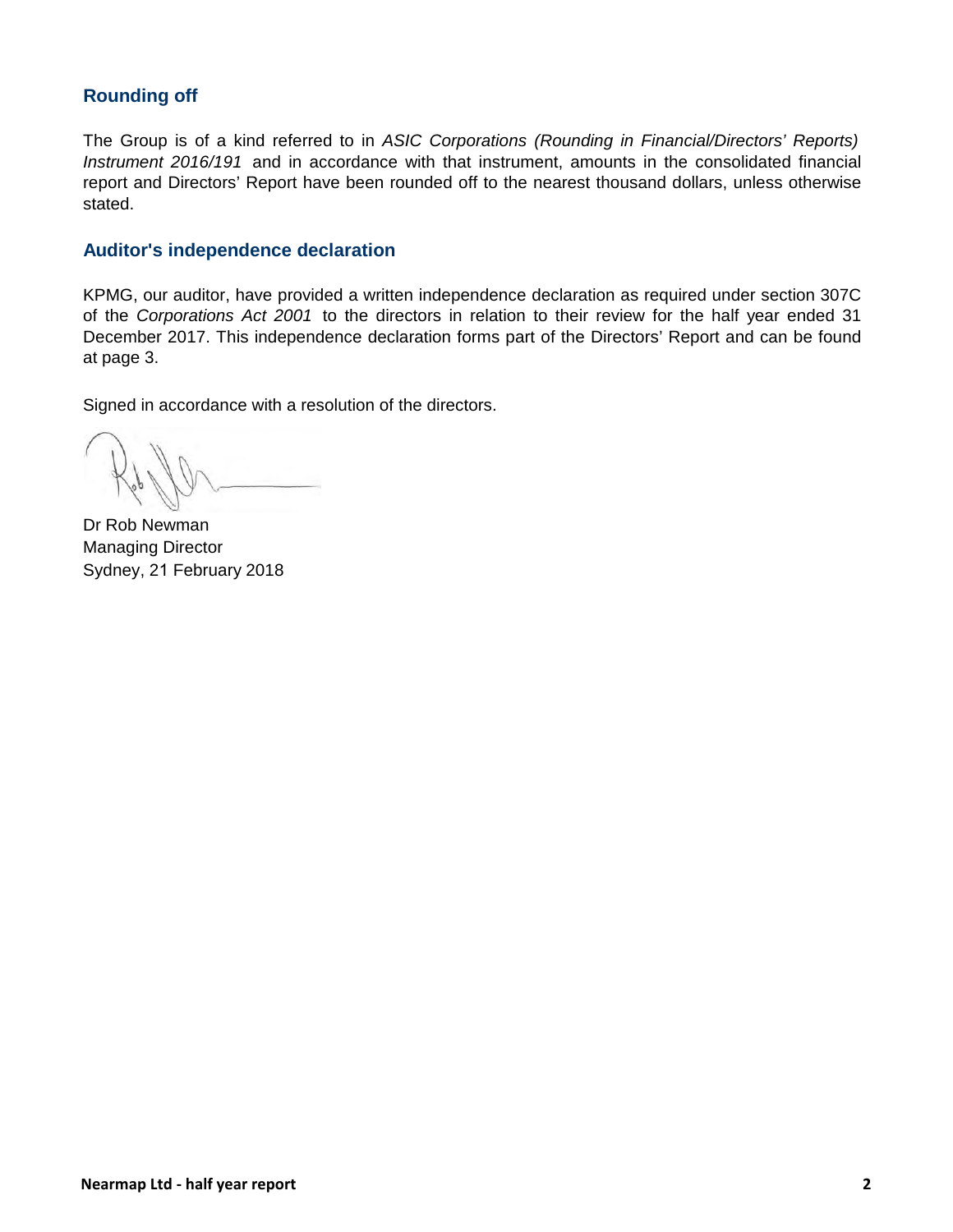## Rounding off

The Group is of a kind referred to in *ASIC Corporations (Rounding in Financial/Directors' Reports) Instrument 2016/191* and in accordance with that instrument, amounts in the consolidated financial report and Directors' Report have been rounded off to the nearest thousand dollars, unless otherwise stated.

## Auditor's independence declaration

KPMG, our auditor, have provided a written independence declaration as required under section 307C of the *Corporations Act 2001* to the directors in relation to their review for the half year ended 31 December 2017. This independence declaration forms part of the Directors' Report and can be found at page 3.

Signed in accordance with a resolution of the directors.

Dr Rob Newman
Managing Director
Sydney, 21 February 2018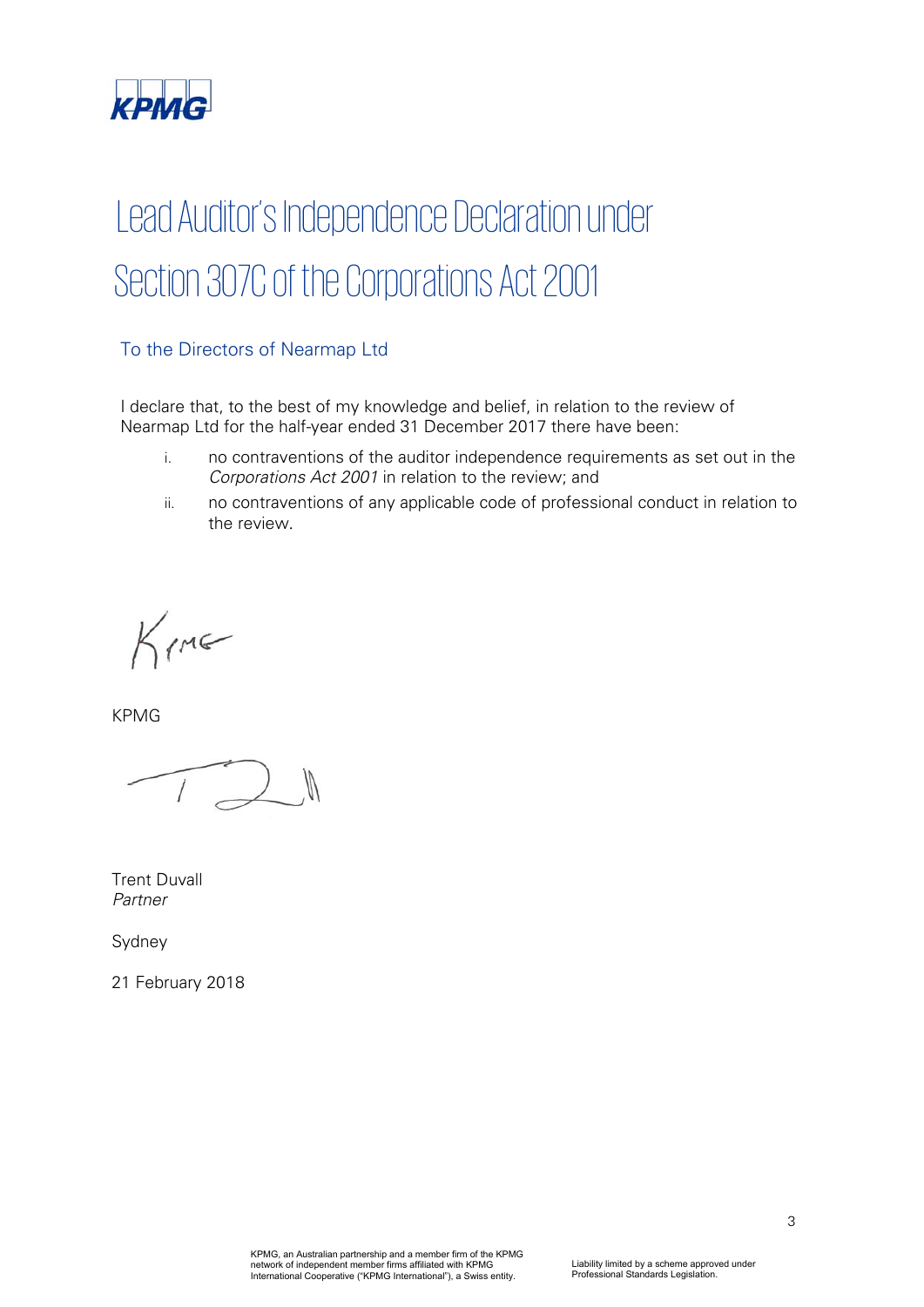# Lead Auditor's Independence Declaration under Section 307C of the Corporations Act 2001

## To the Directors of Nearmap Ltd

I declare that, to the best of my knowledge and belief, in relation to the review of Nearmap Ltd for the half-year ended 31 December 2017 there have been:

i. no contraventions of the auditor independence requirements as set out in the *Corporations Act 2001* in relation to the review; and

ii. no contraventions of any applicable code of professional conduct in relation to the review.

KPMG

Trent Duvall
*Partner*

Sydney

21 February 2018

KPMG, an Australian partnership and a member firm of the KPMG network of independent member firms affiliated with KPMG International Cooperative ("KPMG International"), a Swiss entity.

Liability limited by a scheme approved under Professional Standards Legislation.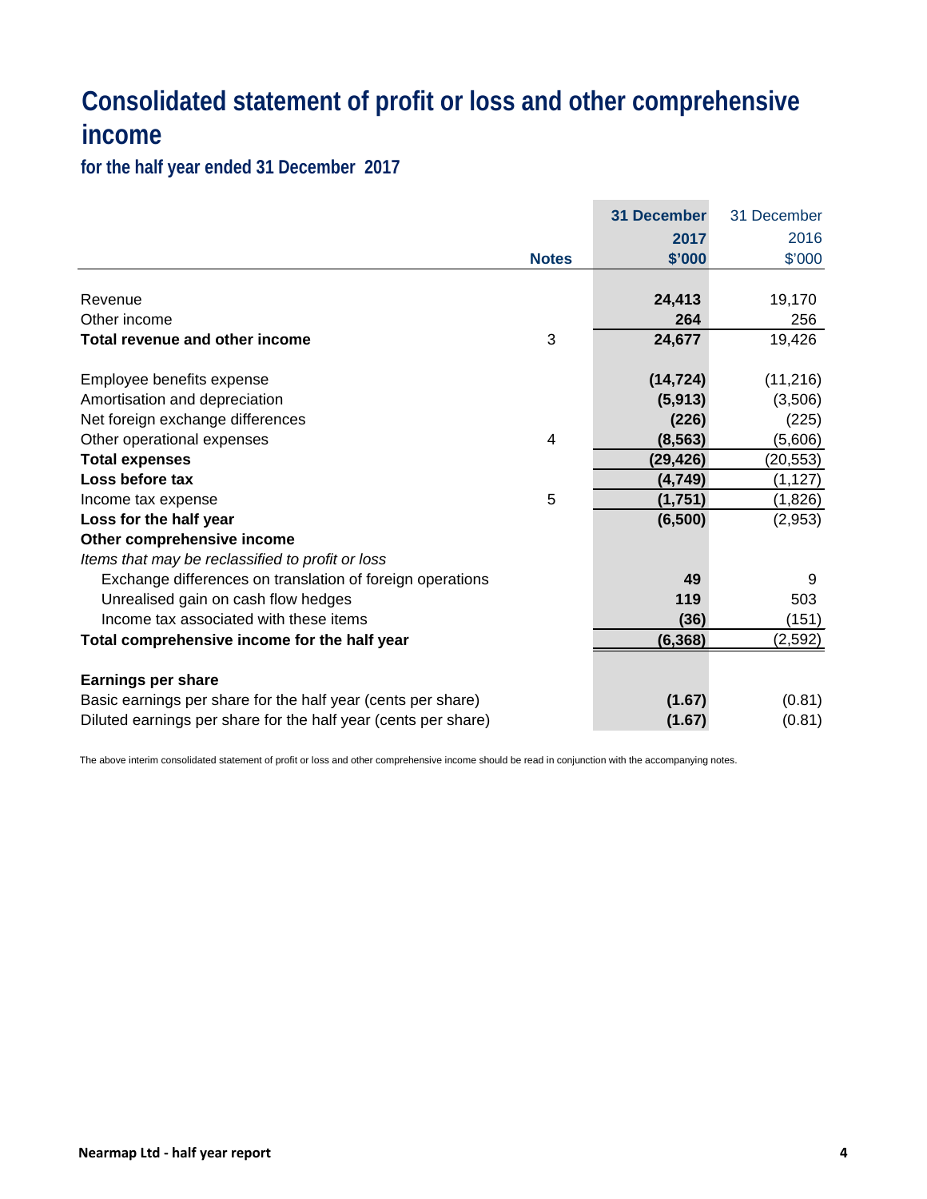# Consolidated statement of profit or loss and other comprehensive income

## for the half year ended 31 December 2017

| | Notes | **31 December 2017 $'000** | 31 December 2016 $'000 |
|---|---|---|---|
| Revenue | | **24,413** | 19,170 |
| Other income | | **264** | 256 |
| **Total revenue and other income** | 3 | **24,677** | 19,426 |
| Employee benefits expense | | **(14,724)** | (11,216) |
| Amortisation and depreciation | | **(5,913)** | (3,506) |
| Net foreign exchange differences | | **(226)** | (225) |
| Other operational expenses | 4 | **(8,563)** | (5,606) |
| **Total expenses** | | **(29,426)** | (20,553) |
| **Loss before tax** | | **(4,749)** | (1,127) |
| Income tax expense | 5 | **(1,751)** | (1,826) |
| **Loss for the half year** | | **(6,500)** | (2,953) |
| **Other comprehensive income** | | | |
| *Items that may be reclassified to profit or loss* | | | |
| Exchange differences on translation of foreign operations | | **49** | 9 |
| Unrealised gain on cash flow hedges | | **119** | 503 |
| Income tax associated with these items | | **(36)** | (151) |
| **Total comprehensive income for the half year** | | **(6,368)** | (2,592) |
| **Earnings per share** | | | |
| Basic earnings per share for the half year (cents per share) | | **(1.67)** | (0.81) |
| Diluted earnings per share for the half year (cents per share) | | **(1.67)** | (0.81) |

The above interim consolidated statement of profit or loss and other comprehensive income should be read in conjunction with the accompanying notes.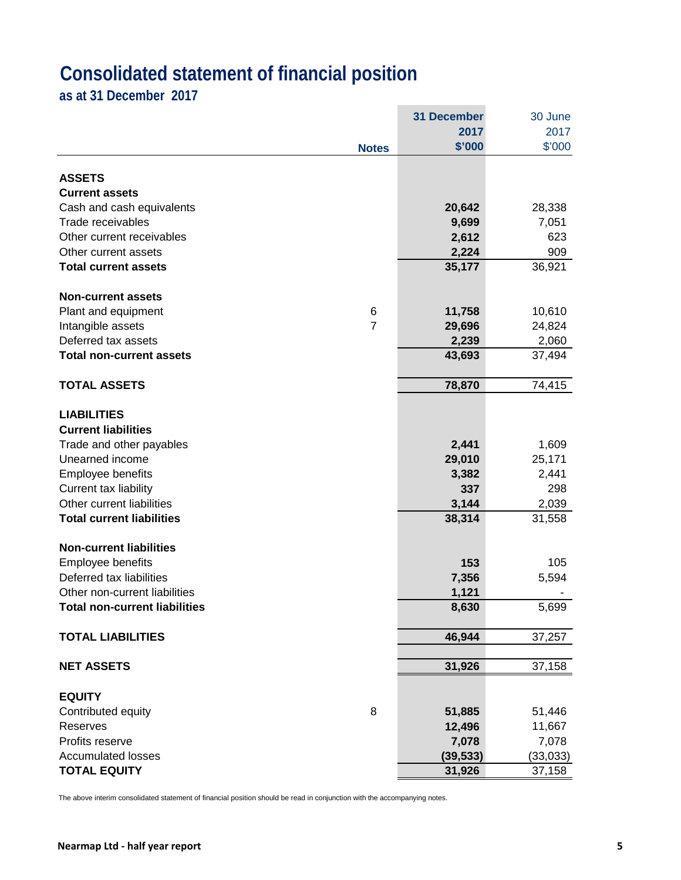# Consolidated statement of financial position

## as at 31 December 2017

| | Notes | 31 December 2017 $'000 | 30 June 2017 $'000 |
|---|---|---|---|
| **ASSETS** | | | |
| **Current assets** | | | |
| Cash and cash equivalents | | **20,642** | 28,338 |
| Trade receivables | | **9,699** | 7,051 |
| Other current receivables | | **2,612** | 623 |
| Other current assets | | **2,224** | 909 |
| **Total current assets** | | **35,177** | 36,921 |
| **Non-current assets** | | | |
| Plant and equipment | 6 | **11,758** | 10,610 |
| Intangible assets | 7 | **29,696** | 24,824 |
| Deferred tax assets | | **2,239** | 2,060 |
| **Total non-current assets** | | **43,693** | 37,494 |
| **TOTAL ASSETS** | | **78,870** | 74,415 |
| **LIABILITIES** | | | |
| **Current liabilities** | | | |
| Trade and other payables | | **2,441** | 1,609 |
| Unearned income | | **29,010** | 25,171 |
| Employee benefits | | **3,382** | 2,441 |
| Current tax liability | | **337** | 298 |
| Other current liabilities | | **3,144** | 2,039 |
| **Total current liabilities** | | **38,314** | 31,558 |
| **Non-current liabilities** | | | |
| Employee benefits | | **153** | 105 |
| Deferred tax liabilities | | **7,356** | 5,594 |
| Other non-current liabilities | | **1,121** | - |
| **Total non-current liabilities** | | **8,630** | 5,699 |
| **TOTAL LIABILITIES** | | **46,944** | 37,257 |
| **NET ASSETS** | | **31,926** | 37,158 |
| **EQUITY** | | | |
| Contributed equity | 8 | **51,885** | 51,446 |
| Reserves | | **12,496** | 11,667 |
| Profits reserve | | **7,078** | 7,078 |
| Accumulated losses | | **(39,533)** | (33,033) |
| **TOTAL EQUITY** | | **31,926** | 37,158 |

The above interim consolidated statement of financial position should be read in conjunction with the accompanying notes.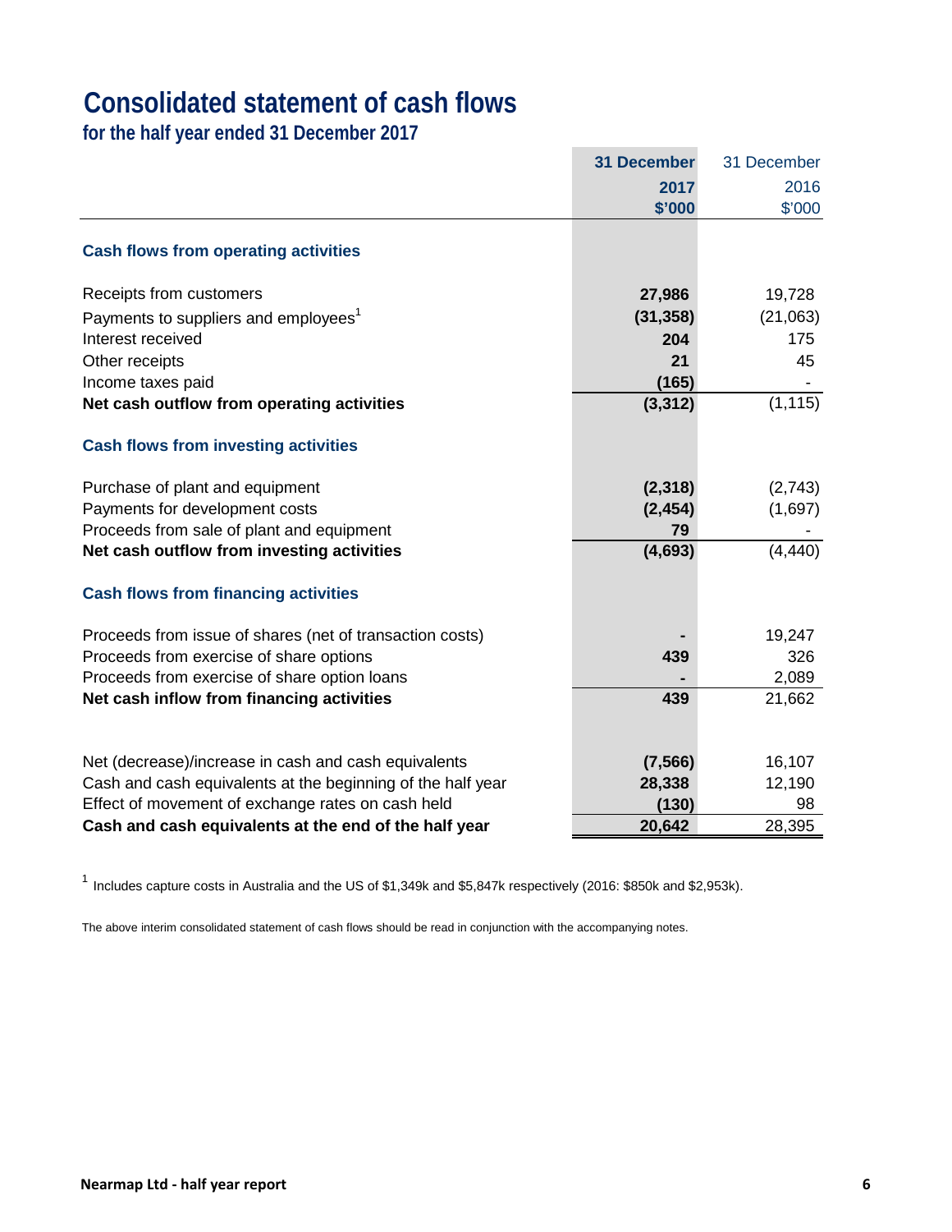# Consolidated statement of cash flows

## for the half year ended 31 December 2017

| | 31 December 2017 $'000 | 31 December 2016 $'000 |
|---|---|---|
| **Cash flows from operating activities** | | |
| Receipts from customers | **27,986** | 19,728 |
| Payments to suppliers and employees[1] | **(31,358)** | (21,063) |
| Interest received | **204** | 175 |
| Other receipts | **21** | 45 |
| Income taxes paid | **(165)** | - |
| **Net cash outflow from operating activities** | **(3,312)** | (1,115) |
| **Cash flows from investing activities** | | |
| Purchase of plant and equipment | **(2,318)** | (2,743) |
| Payments for development costs | **(2,454)** | (1,697) |
| Proceeds from sale of plant and equipment | **79** | - |
| **Net cash outflow from investing activities** | **(4,693)** | (4,440) |
| **Cash flows from financing activities** | | |
| Proceeds from issue of shares (net of transaction costs) | **-** | 19,247 |
| Proceeds from exercise of share options | **439** | 326 |
| Proceeds from exercise of share option loans | **-** | 2,089 |
| **Net cash inflow from financing activities** | **439** | 21,662 |
| Net (decrease)/increase in cash and cash equivalents | **(7,566)** | 16,107 |
| Cash and cash equivalents at the beginning of the half year | **28,338** | 12,190 |
| Effect of movement of exchange rates on cash held | **(130)** | 98 |
| **Cash and cash equivalents at the end of the half year** | **20,642** | 28,395 |

[1] Includes capture costs in Australia and the US of $1,349k and $5,847k respectively (2016: $850k and $2,953k).

The above interim consolidated statement of cash flows should be read in conjunction with the accompanying notes.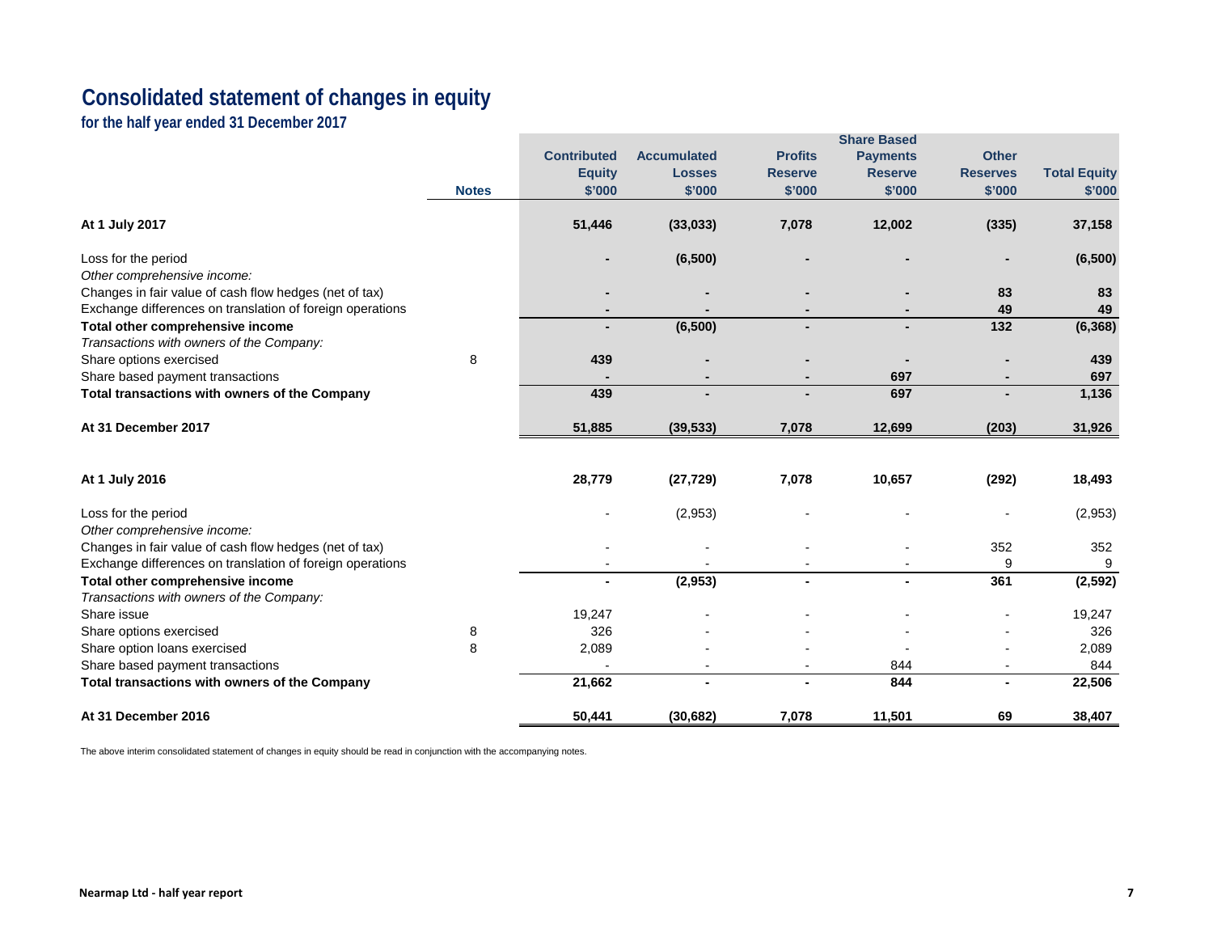# Consolidated statement of changes in equity

**for the half year ended 31 December 2017**

| | Notes | Contributed Equity $'000 | Accumulated Losses $'000 | Profits Reserve $'000 | Share Based Payments Reserve $'000 | Other Reserves $'000 | Total Equity $'000 |
|---|---|---|---|---|---|---|---|
| **At 1 July 2017** | | **51,446** | **(33,033)** | **7,078** | **12,002** | **(335)** | **37,158** |
| Loss for the period | | **-** | **(6,500)** | **-** | **-** | **-** | **(6,500)** |
| *Other comprehensive income:* | | | | | | | |
| Changes in fair value of cash flow hedges (net of tax) | | **-** | **-** | **-** | **-** | **83** | **83** |
| Exchange differences on translation of foreign operations | | **-** | **-** | **-** | **-** | **49** | **49** |
| **Total other comprehensive income** | | **-** | **(6,500)** | **-** | **-** | **132** | **(6,368)** |
| *Transactions with owners of the Company:* | | | | | | | |
| Share options exercised | 8 | **439** | **-** | **-** | **-** | **-** | **439** |
| Share based payment transactions | | **-** | **-** | **-** | **697** | **-** | **697** |
| **Total transactions with owners of the Company** | | **439** | **-** | **-** | **697** | **-** | **1,136** |
| **At 31 December 2017** | | **51,885** | **(39,533)** | **7,078** | **12,699** | **(203)** | **31,926** |
| | | | | | | | |
| **At 1 July 2016** | | **28,779** | **(27,729)** | **7,078** | **10,657** | **(292)** | **18,493** |
| Loss for the period | | - | (2,953) | - | - | - | (2,953) |
| *Other comprehensive income:* | | | | | | | |
| Changes in fair value of cash flow hedges (net of tax) | | - | - | - | - | 352 | 352 |
| Exchange differences on translation of foreign operations | | - | - | - | - | 9 | 9 |
| **Total other comprehensive income** | | **-** | **(2,953)** | **-** | **-** | **361** | **(2,592)** |
| *Transactions with owners of the Company:* | | | | | | | |
| Share issue | | 19,247 | - | - | - | - | 19,247 |
| Share options exercised | 8 | 326 | - | - | - | - | 326 |
| Share option loans exercised | 8 | 2,089 | - | - | - | - | 2,089 |
| Share based payment transactions | | - | - | - | 844 | - | 844 |
| **Total transactions with owners of the Company** | | **21,662** | **-** | **-** | **844** | **-** | **22,506** |
| **At 31 December 2016** | | **50,441** | **(30,682)** | **7,078** | **11,501** | **69** | **38,407** |

The above interim consolidated statement of changes in equity should be read in conjunction with the accompanying notes.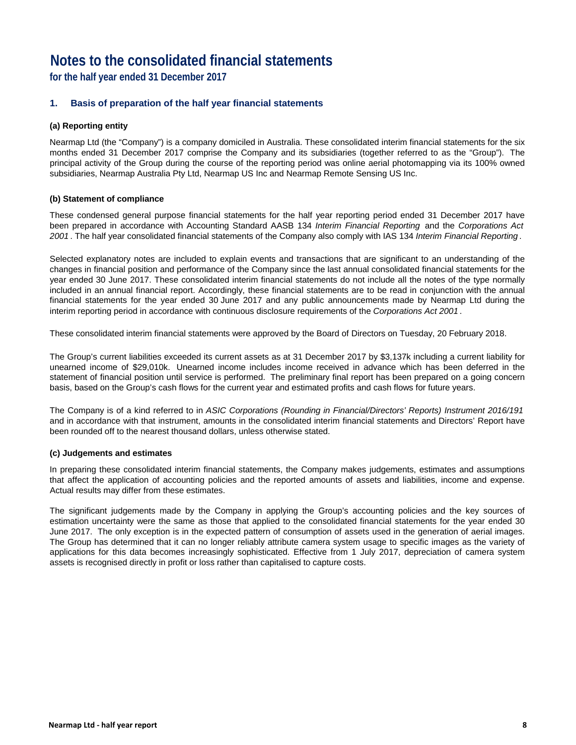# Notes to the consolidated financial statements

**for the half year ended 31 December 2017**

## 1. Basis of preparation of the half year financial statements

### (a) Reporting entity

Nearmap Ltd (the "Company") is a company domiciled in Australia. These consolidated interim financial statements for the six months ended 31 December 2017 comprise the Company and its subsidiaries (together referred to as the "Group"). The principal activity of the Group during the course of the reporting period was online aerial photomapping via its 100% owned subsidiaries, Nearmap Australia Pty Ltd, Nearmap US Inc and Nearmap Remote Sensing US Inc.

### (b) Statement of compliance

These condensed general purpose financial statements for the half year reporting period ended 31 December 2017 have been prepared in accordance with Accounting Standard AASB 134 *Interim Financial Reporting* and the *Corporations Act 2001*. The half year consolidated financial statements of the Company also comply with IAS 134 *Interim Financial Reporting*.

Selected explanatory notes are included to explain events and transactions that are significant to an understanding of the changes in financial position and performance of the Company since the last annual consolidated financial statements for the year ended 30 June 2017. These consolidated interim financial statements do not include all the notes of the type normally included in an annual financial report. Accordingly, these financial statements are to be read in conjunction with the annual financial statements for the year ended 30 June 2017 and any public announcements made by Nearmap Ltd during the interim reporting period in accordance with continuous disclosure requirements of the *Corporations Act 2001*.

These consolidated interim financial statements were approved by the Board of Directors on Tuesday, 20 February 2018.

The Group's current liabilities exceeded its current assets as at 31 December 2017 by $3,137k including a current liability for unearned income of $29,010k. Unearned income includes income received in advance which has been deferred in the statement of financial position until service is performed. The preliminary final report has been prepared on a going concern basis, based on the Group's cash flows for the current year and estimated profits and cash flows for future years.

The Company is of a kind referred to in *ASIC Corporations (Rounding in Financial/Directors' Reports) Instrument 2016/191* and in accordance with that instrument, amounts in the consolidated interim financial statements and Directors' Report have been rounded off to the nearest thousand dollars, unless otherwise stated.

### (c) Judgements and estimates

In preparing these consolidated interim financial statements, the Company makes judgements, estimates and assumptions that affect the application of accounting policies and the reported amounts of assets and liabilities, income and expense. Actual results may differ from these estimates.

The significant judgements made by the Company in applying the Group's accounting policies and the key sources of estimation uncertainty were the same as those that applied to the consolidated financial statements for the year ended 30 June 2017. The only exception is in the expected pattern of consumption of assets used in the generation of aerial images. The Group has determined that it can no longer reliably attribute camera system usage to specific images as the variety of applications for this data becomes increasingly sophisticated. Effective from 1 July 2017, depreciation of camera system assets is recognised directly in profit or loss rather than capitalised to capture costs.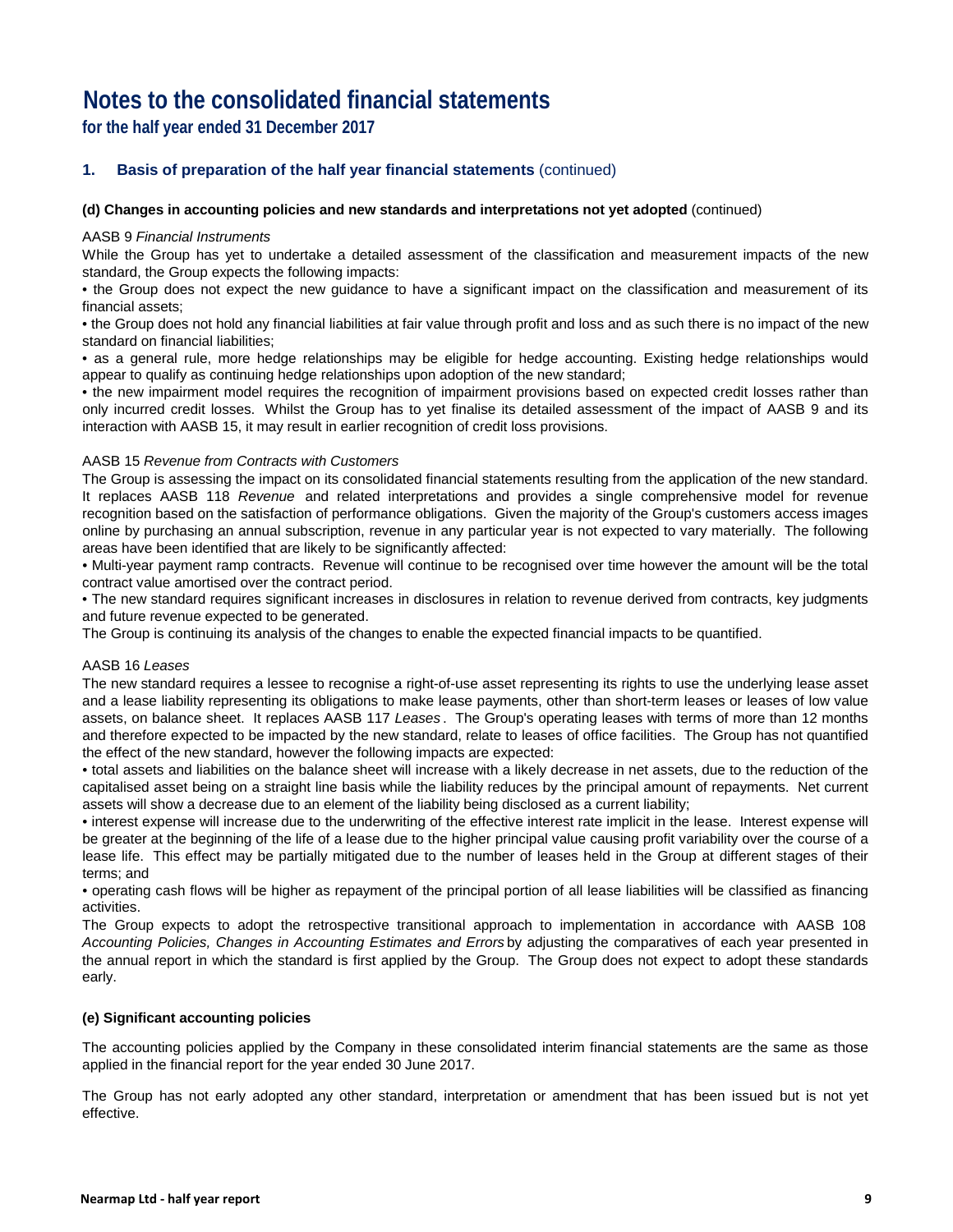# Notes to the consolidated financial statements

**for the half year ended 31 December 2017**

## 1. Basis of preparation of the half year financial statements (continued)

### (d) Changes in accounting policies and new standards and interpretations not yet adopted (continued)

AASB 9 *Financial Instruments*

While the Group has yet to undertake a detailed assessment of the classification and measurement impacts of the new standard, the Group expects the following impacts:

• the Group does not expect the new guidance to have a significant impact on the classification and measurement of its financial assets;

• the Group does not hold any financial liabilities at fair value through profit and loss and as such there is no impact of the new standard on financial liabilities;

• as a general rule, more hedge relationships may be eligible for hedge accounting. Existing hedge relationships would appear to qualify as continuing hedge relationships upon adoption of the new standard;

• the new impairment model requires the recognition of impairment provisions based on expected credit losses rather than only incurred credit losses. Whilst the Group has to yet finalise its detailed assessment of the impact of AASB 9 and its interaction with AASB 15, it may result in earlier recognition of credit loss provisions.

AASB 15 *Revenue from Contracts with Customers*

The Group is assessing the impact on its consolidated financial statements resulting from the application of the new standard. It replaces AASB 118 *Revenue* and related interpretations and provides a single comprehensive model for revenue recognition based on the satisfaction of performance obligations. Given the majority of the Group's customers access images online by purchasing an annual subscription, revenue in any particular year is not expected to vary materially. The following areas have been identified that are likely to be significantly affected:

• Multi-year payment ramp contracts. Revenue will continue to be recognised over time however the amount will be the total contract value amortised over the contract period.

• The new standard requires significant increases in disclosures in relation to revenue derived from contracts, key judgments and future revenue expected to be generated.

The Group is continuing its analysis of the changes to enable the expected financial impacts to be quantified.

AASB 16 *Leases*

The new standard requires a lessee to recognise a right-of-use asset representing its rights to use the underlying lease asset and a lease liability representing its obligations to make lease payments, other than short-term leases or leases of low value assets, on balance sheet. It replaces AASB 117 *Leases*. The Group's operating leases with terms of more than 12 months and therefore expected to be impacted by the new standard, relate to leases of office facilities. The Group has not quantified the effect of the new standard, however the following impacts are expected:

• total assets and liabilities on the balance sheet will increase with a likely decrease in net assets, due to the reduction of the capitalised asset being on a straight line basis while the liability reduces by the principal amount of repayments. Net current assets will show a decrease due to an element of the liability being disclosed as a current liability;

• interest expense will increase due to the underwriting of the effective interest rate implicit in the lease. Interest expense will be greater at the beginning of the life of a lease due to the higher principal value causing profit variability over the course of a lease life. This effect may be partially mitigated due to the number of leases held in the Group at different stages of their terms; and

• operating cash flows will be higher as repayment of the principal portion of all lease liabilities will be classified as financing activities.

The Group expects to adopt the retrospective transitional approach to implementation in accordance with AASB 108 *Accounting Policies, Changes in Accounting Estimates and Errors* by adjusting the comparatives of each year presented in the annual report in which the standard is first applied by the Group. The Group does not expect to adopt these standards early.

### (e) Significant accounting policies

The accounting policies applied by the Company in these consolidated interim financial statements are the same as those applied in the financial report for the year ended 30 June 2017.

The Group has not early adopted any other standard, interpretation or amendment that has been issued but is not yet effective.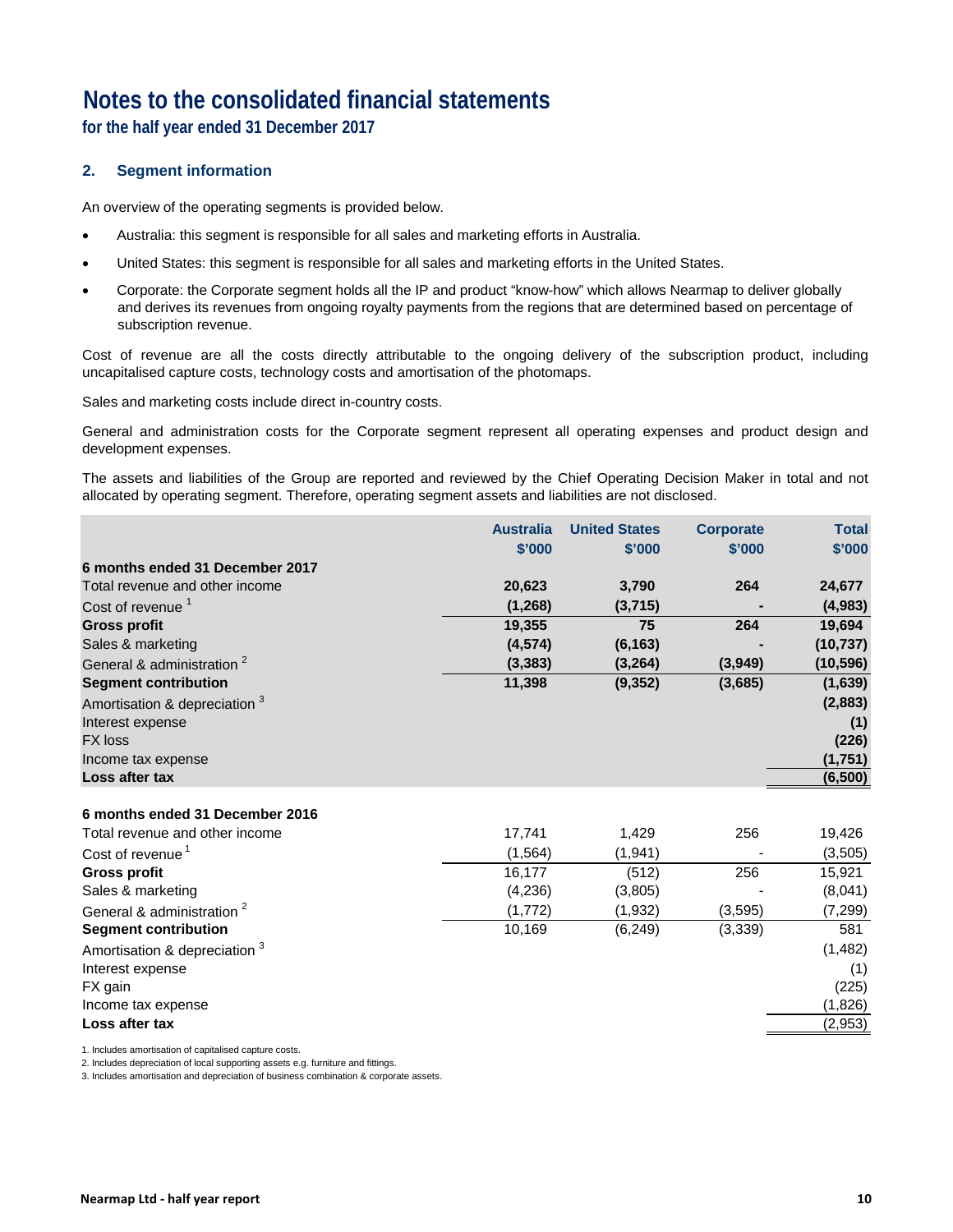# Notes to the consolidated financial statements

**for the half year ended 31 December 2017**

## 2. Segment information

An overview of the operating segments is provided below.

- Australia: this segment is responsible for all sales and marketing efforts in Australia.
- United States: this segment is responsible for all sales and marketing efforts in the United States.
- Corporate: the Corporate segment holds all the IP and product "know-how" which allows Nearmap to deliver globally and derives its revenues from ongoing royalty payments from the regions that are determined based on percentage of subscription revenue.

Cost of revenue are all the costs directly attributable to the ongoing delivery of the subscription product, including uncapitalised capture costs, technology costs and amortisation of the photomaps.

Sales and marketing costs include direct in-country costs.

General and administration costs for the Corporate segment represent all operating expenses and product design and development expenses.

The assets and liabilities of the Group are reported and reviewed by the Chief Operating Decision Maker in total and not allocated by operating segment. Therefore, operating segment assets and liabilities are not disclosed.

| | Australia<br>$'000 | United States<br>$'000 | Corporate<br>$'000 | Total<br>$'000 |
|---|---|---|---|---|
| **6 months ended 31 December 2017** | | | | |
| Total revenue and other income | **20,623** | **3,790** | **264** | **24,677** |
| Cost of revenue [1] | **(1,268)** | **(3,715)** | **-** | **(4,983)** |
| **Gross profit** | **19,355** | **75** | **264** | **19,694** |
| Sales & marketing | **(4,574)** | **(6,163)** | **-** | **(10,737)** |
| General & administration [2] | **(3,383)** | **(3,264)** | **(3,949)** | **(10,596)** |
| **Segment contribution** | **11,398** | **(9,352)** | **(3,685)** | **(1,639)** |
| Amortisation & depreciation [3] | | | | **(2,883)** |
| Interest expense | | | | **(1)** |
| FX loss | | | | **(226)** |
| Income tax expense | | | | **(1,751)** |
| **Loss after tax** | | | | **(6,500)** |
| **6 months ended 31 December 2016** | | | | |
| Total revenue and other income | 17,741 | 1,429 | 256 | 19,426 |
| Cost of revenue [1] | (1,564) | (1,941) | - | (3,505) |
| **Gross profit** | 16,177 | (512) | 256 | 15,921 |
| Sales & marketing | (4,236) | (3,805) | - | (8,041) |
| General & administration [2] | (1,772) | (1,932) | (3,595) | (7,299) |
| **Segment contribution** | 10,169 | (6,249) | (3,339) | 581 |
| Amortisation & depreciation [3] | | | | (1,482) |
| Interest expense | | | | (1) |
| FX gain | | | | (225) |
| Income tax expense | | | | (1,826) |
| **Loss after tax** | | | | (2,953) |

1. Includes amortisation of capitalised capture costs.
2. Includes depreciation of local supporting assets e.g. furniture and fittings.
3. Includes amortisation and depreciation of business combination & corporate assets.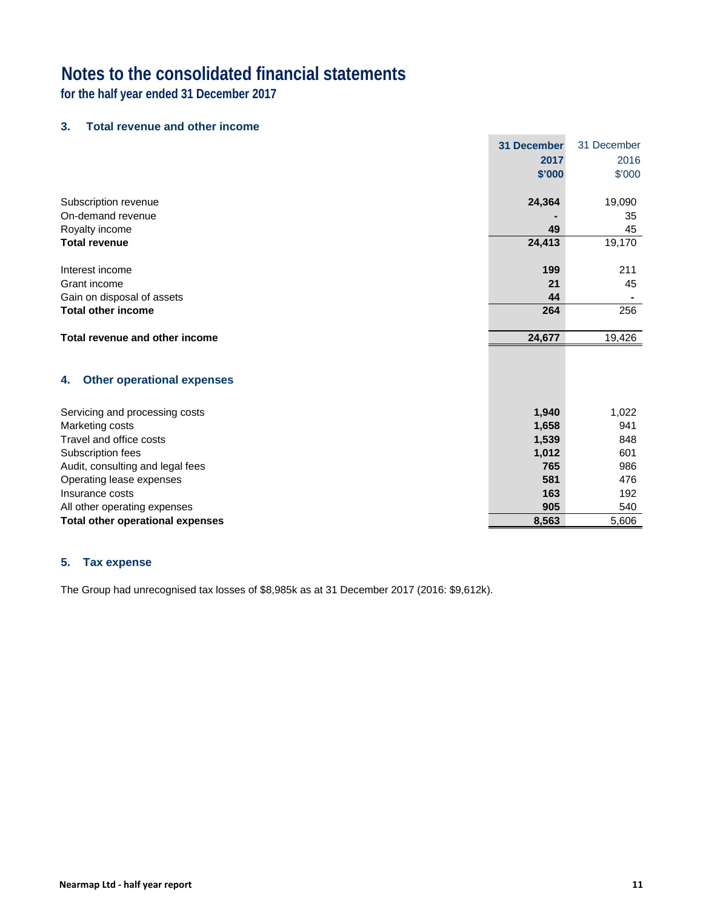# Notes to the consolidated financial statements

**for the half year ended 31 December 2017**

### 3. Total revenue and other income

| | 31 December 2017 $'000 | 31 December 2016 $'000 |
|---|---|---|
| Subscription revenue | **24,364** | 19,090 |
| On-demand revenue | **-** | 35 |
| Royalty income | **49** | 45 |
| **Total revenue** | **24,413** | 19,170 |
| | | |
| Interest income | **199** | 211 |
| Grant income | **21** | 45 |
| Gain on disposal of assets | **44** | - |
| **Total other income** | **264** | 256 |
| | | |
| **Total revenue and other income** | **24,677** | 19,426 |

### 4. Other operational expenses

| | 31 December 2017 $'000 | 31 December 2016 $'000 |
|---|---|---|
| Servicing and processing costs | **1,940** | 1,022 |
| Marketing costs | **1,658** | 941 |
| Travel and office costs | **1,539** | 848 |
| Subscription fees | **1,012** | 601 |
| Audit, consulting and legal fees | **765** | 986 |
| Operating lease expenses | **581** | 476 |
| Insurance costs | **163** | 192 |
| All other operating expenses | **905** | 540 |
| **Total other operational expenses** | **8,563** | 5,606 |

### 5. Tax expense

The Group had unrecognised tax losses of $8,985k as at 31 December 2017 (2016: $9,612k).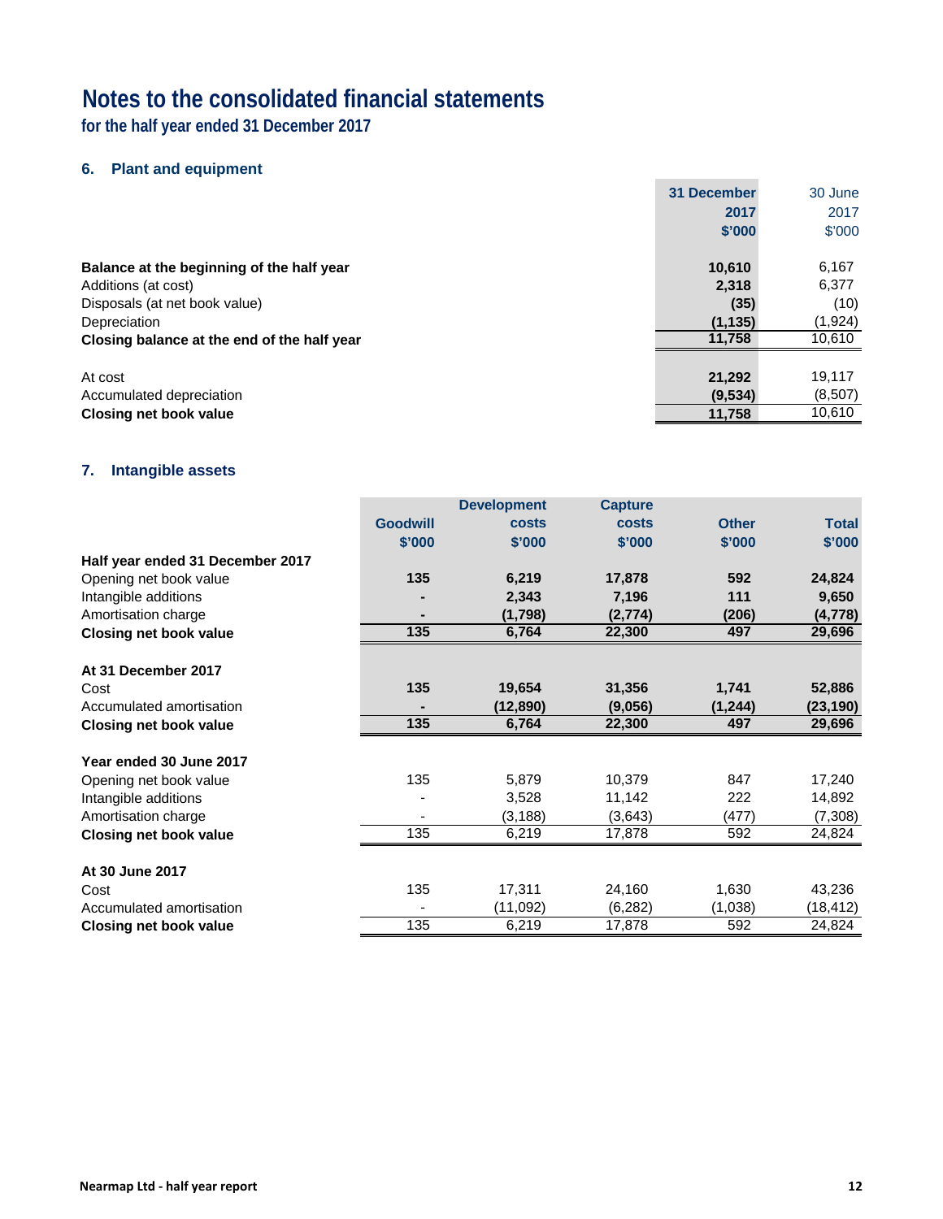# Notes to the consolidated financial statements

**for the half year ended 31 December 2017**

## 6. Plant and equipment

| | **31 December 2017 $'000** | 30 June 2017 $'000 |
|---|---|---|
| **Balance at the beginning of the half year** | **10,610** | 6,167 |
| Additions (at cost) | **2,318** | 6,377 |
| Disposals (at net book value) | **(35)** | (10) |
| Depreciation | **(1,135)** | (1,924) |
| **Closing balance at the end of the half year** | **11,758** | 10,610 |
| | | |
| At cost | **21,292** | 19,117 |
| Accumulated depreciation | **(9,534)** | (8,507) |
| **Closing net book value** | **11,758** | 10,610 |

## 7. Intangible assets

| | **Goodwill $'000** | **Development costs $'000** | **Capture costs $'000** | **Other $'000** | **Total $'000** |
|---|---|---|---|---|---|
| **Half year ended 31 December 2017** | | | | | |
| Opening net book value | **135** | **6,219** | **17,878** | **592** | **24,824** |
| Intangible additions | **-** | **2,343** | **7,196** | **111** | **9,650** |
| Amortisation charge | **-** | **(1,798)** | **(2,774)** | **(206)** | **(4,778)** |
| **Closing net book value** | **135** | **6,764** | **22,300** | **497** | **29,696** |
| | | | | | |
| **At 31 December 2017** | | | | | |
| Cost | **135** | **19,654** | **31,356** | **1,741** | **52,886** |
| Accumulated amortisation | **-** | **(12,890)** | **(9,056)** | **(1,244)** | **(23,190)** |
| **Closing net book value** | **135** | **6,764** | **22,300** | **497** | **29,696** |
| | | | | | |
| **Year ended 30 June 2017** | | | | | |
| Opening net book value | 135 | 5,879 | 10,379 | 847 | 17,240 |
| Intangible additions | - | 3,528 | 11,142 | 222 | 14,892 |
| Amortisation charge | - | (3,188) | (3,643) | (477) | (7,308) |
| **Closing net book value** | 135 | 6,219 | 17,878 | 592 | 24,824 |
| | | | | | |
| **At 30 June 2017** | | | | | |
| Cost | 135 | 17,311 | 24,160 | 1,630 | 43,236 |
| Accumulated amortisation | - | (11,092) | (6,282) | (1,038) | (18,412) |
| **Closing net book value** | 135 | 6,219 | 17,878 | 592 | 24,824 |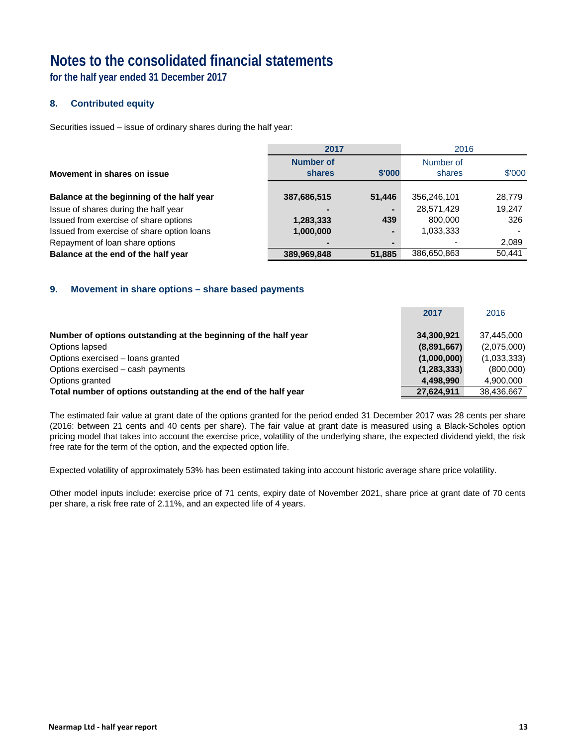# Notes to the consolidated financial statements

## for the half year ended 31 December 2017

### 8. Contributed equity

Securities issued – issue of ordinary shares during the half year:

| Movement in shares on issue | 2017 Number of shares | 2017 $'000 | 2016 Number of shares | 2016 $'000 |
|---|---|---|---|---|
| **Balance at the beginning of the half year** | **387,686,515** | **51,446** | 356,246,101 | 28,779 |
| Issue of shares during the half year | **-** | **-** | 28,571,429 | 19,247 |
| Issued from exercise of share options | **1,283,333** | **439** | 800,000 | 326 |
| Issued from exercise of share option loans | **1,000,000** | **-** | 1,033,333 | - |
| Repayment of loan share options | **-** | **-** | - | 2,089 |
| **Balance at the end of the half year** | **389,969,848** | **51,885** | 386,650,863 | 50,441 |

### 9. Movement in share options – share based payments

| | 2017 | 2016 |
|---|---|---|
| **Number of options outstanding at the beginning of the half year** | **34,300,921** | 37,445,000 |
| Options lapsed | **(8,891,667)** | (2,075,000) |
| Options exercised – loans granted | **(1,000,000)** | (1,033,333) |
| Options exercised – cash payments | **(1,283,333)** | (800,000) |
| Options granted | **4,498,990** | 4,900,000 |
| **Total number of options outstanding at the end of the half year** | **27,624,911** | 38,436,667 |

The estimated fair value at grant date of the options granted for the period ended 31 December 2017 was 28 cents per share (2016: between 21 cents and 40 cents per share). The fair value at grant date is measured using a Black-Scholes option pricing model that takes into account the exercise price, volatility of the underlying share, the expected dividend yield, the risk free rate for the term of the option, and the expected option life.

Expected volatility of approximately 53% has been estimated taking into account historic average share price volatility.

Other model inputs include: exercise price of 71 cents, expiry date of November 2021, share price at grant date of 70 cents per share, a risk free rate of 2.11%, and an expected life of 4 years.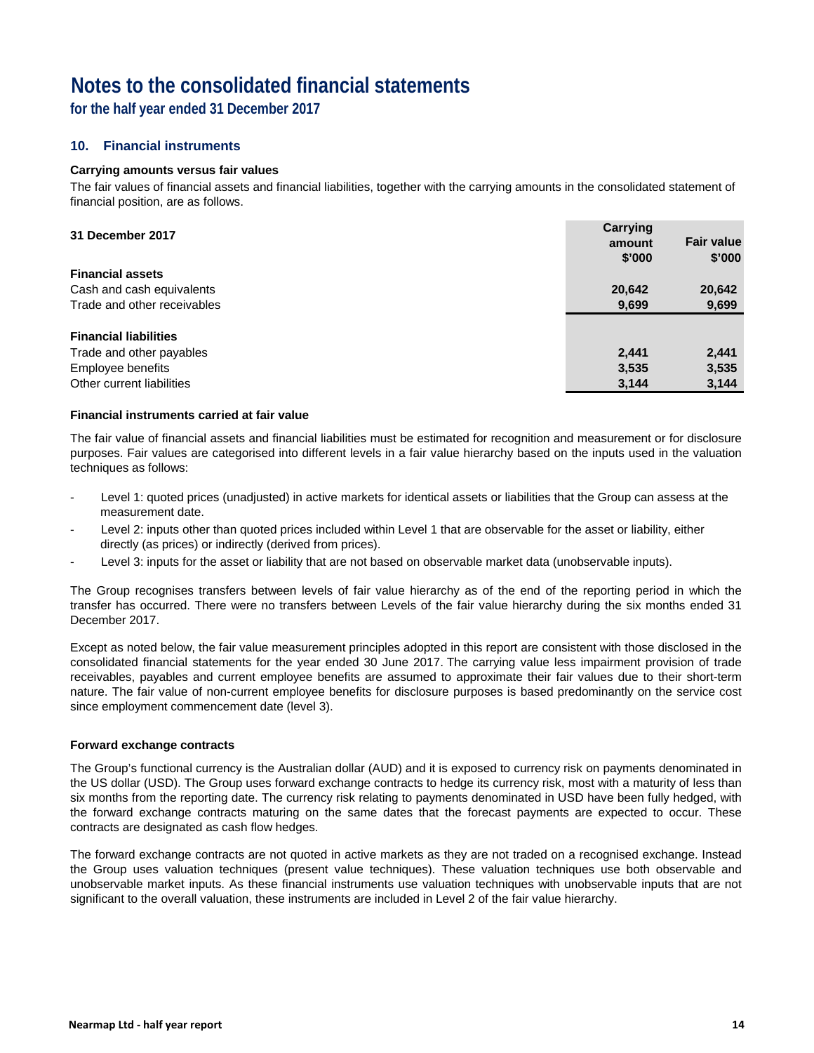# Notes to the consolidated financial statements

## for the half year ended 31 December 2017

### 10. Financial instruments

**Carrying amounts versus fair values**

The fair values of financial assets and financial liabilities, together with the carrying amounts in the consolidated statement of financial position, are as follows.

| 31 December 2017 | Carrying amount $'000 | Fair value $'000 |
|---|---|---|
| **Financial assets** | | |
| Cash and cash equivalents | **20,642** | **20,642** |
| Trade and other receivables | **9,699** | **9,699** |
| | | |
| **Financial liabilities** | | |
| Trade and other payables | **2,441** | **2,441** |
| Employee benefits | **3,535** | **3,535** |
| Other current liabilities | **3,144** | **3,144** |

**Financial instruments carried at fair value**

The fair value of financial assets and financial liabilities must be estimated for recognition and measurement or for disclosure purposes. Fair values are categorised into different levels in a fair value hierarchy based on the inputs used in the valuation techniques as follows:

- Level 1: quoted prices (unadjusted) in active markets for identical assets or liabilities that the Group can assess at the measurement date.
- Level 2: inputs other than quoted prices included within Level 1 that are observable for the asset or liability, either directly (as prices) or indirectly (derived from prices).
- Level 3: inputs for the asset or liability that are not based on observable market data (unobservable inputs).

The Group recognises transfers between levels of fair value hierarchy as of the end of the reporting period in which the transfer has occurred. There were no transfers between Levels of the fair value hierarchy during the six months ended 31 December 2017.

Except as noted below, the fair value measurement principles adopted in this report are consistent with those disclosed in the consolidated financial statements for the year ended 30 June 2017. The carrying value less impairment provision of trade receivables, payables and current employee benefits are assumed to approximate their fair values due to their short-term nature. The fair value of non-current employee benefits for disclosure purposes is based predominantly on the service cost since employment commencement date (level 3).

**Forward exchange contracts**

The Group's functional currency is the Australian dollar (AUD) and it is exposed to currency risk on payments denominated in the US dollar (USD). The Group uses forward exchange contracts to hedge its currency risk, most with a maturity of less than six months from the reporting date. The currency risk relating to payments denominated in USD have been fully hedged, with the forward exchange contracts maturing on the same dates that the forecast payments are expected to occur. These contracts are designated as cash flow hedges.

The forward exchange contracts are not quoted in active markets as they are not traded on a recognised exchange. Instead the Group uses valuation techniques (present value techniques). These valuation techniques use both observable and unobservable market inputs. As these financial instruments use valuation techniques with unobservable inputs that are not significant to the overall valuation, these instruments are included in Level 2 of the fair value hierarchy.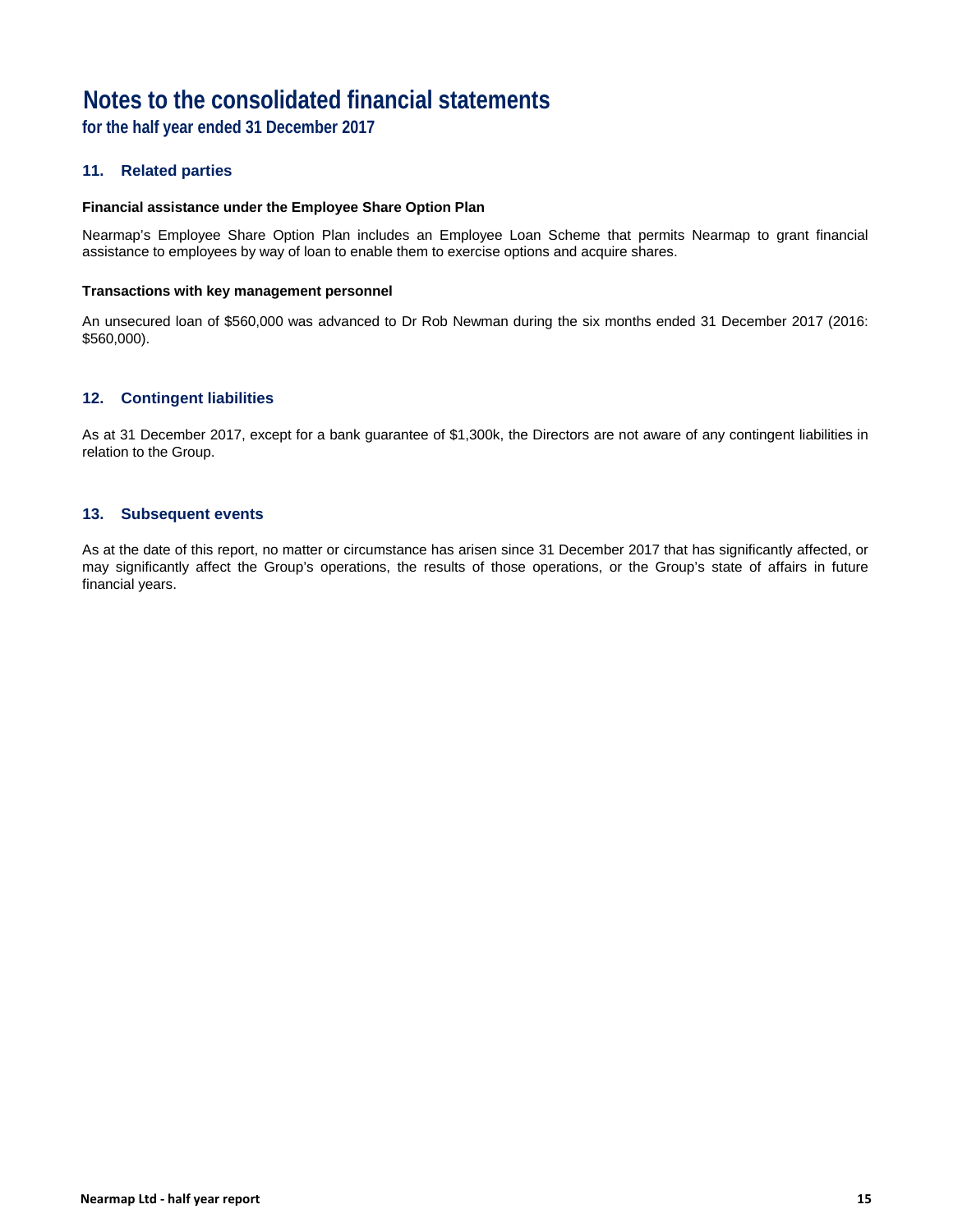# Notes to the consolidated financial statements

**for the half year ended 31 December 2017**

## 11. Related parties

**Financial assistance under the Employee Share Option Plan**

Nearmap's Employee Share Option Plan includes an Employee Loan Scheme that permits Nearmap to grant financial assistance to employees by way of loan to enable them to exercise options and acquire shares.

**Transactions with key management personnel**

An unsecured loan of $560,000 was advanced to Dr Rob Newman during the six months ended 31 December 2017 (2016: $560,000).

## 12. Contingent liabilities

As at 31 December 2017, except for a bank guarantee of $1,300k, the Directors are not aware of any contingent liabilities in relation to the Group.

## 13. Subsequent events

As at the date of this report, no matter or circumstance has arisen since 31 December 2017 that has significantly affected, or may significantly affect the Group's operations, the results of those operations, or the Group's state of affairs in future financial years.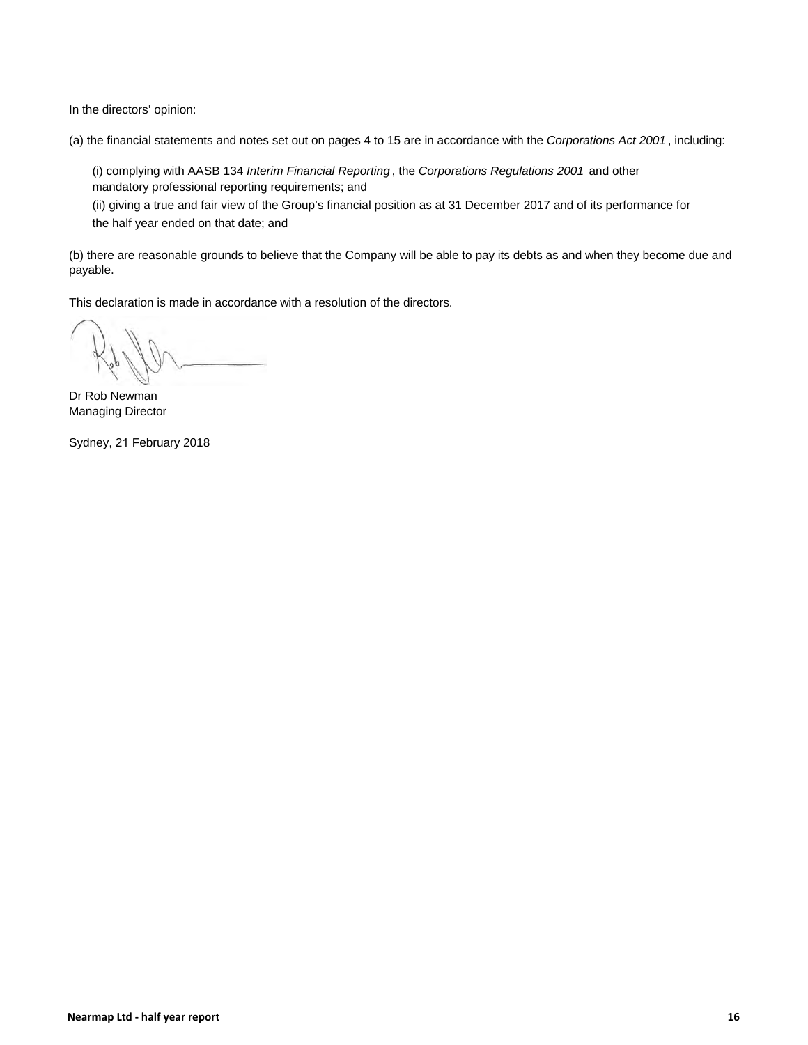In the directors' opinion:

(a) the financial statements and notes set out on pages 4 to 15 are in accordance with the *Corporations Act 2001* , including:

(i) complying with AASB 134 *Interim Financial Reporting* , the *Corporations Regulations 2001* and other mandatory professional reporting requirements; and

(ii) giving a true and fair view of the Group's financial position as at 31 December 2017 and of its performance for the half year ended on that date; and

(b) there are reasonable grounds to believe that the Company will be able to pay its debts as and when they become due and payable.

This declaration is made in accordance with a resolution of the directors.

Dr Rob Newman
Managing Director

Sydney, 21 February 2018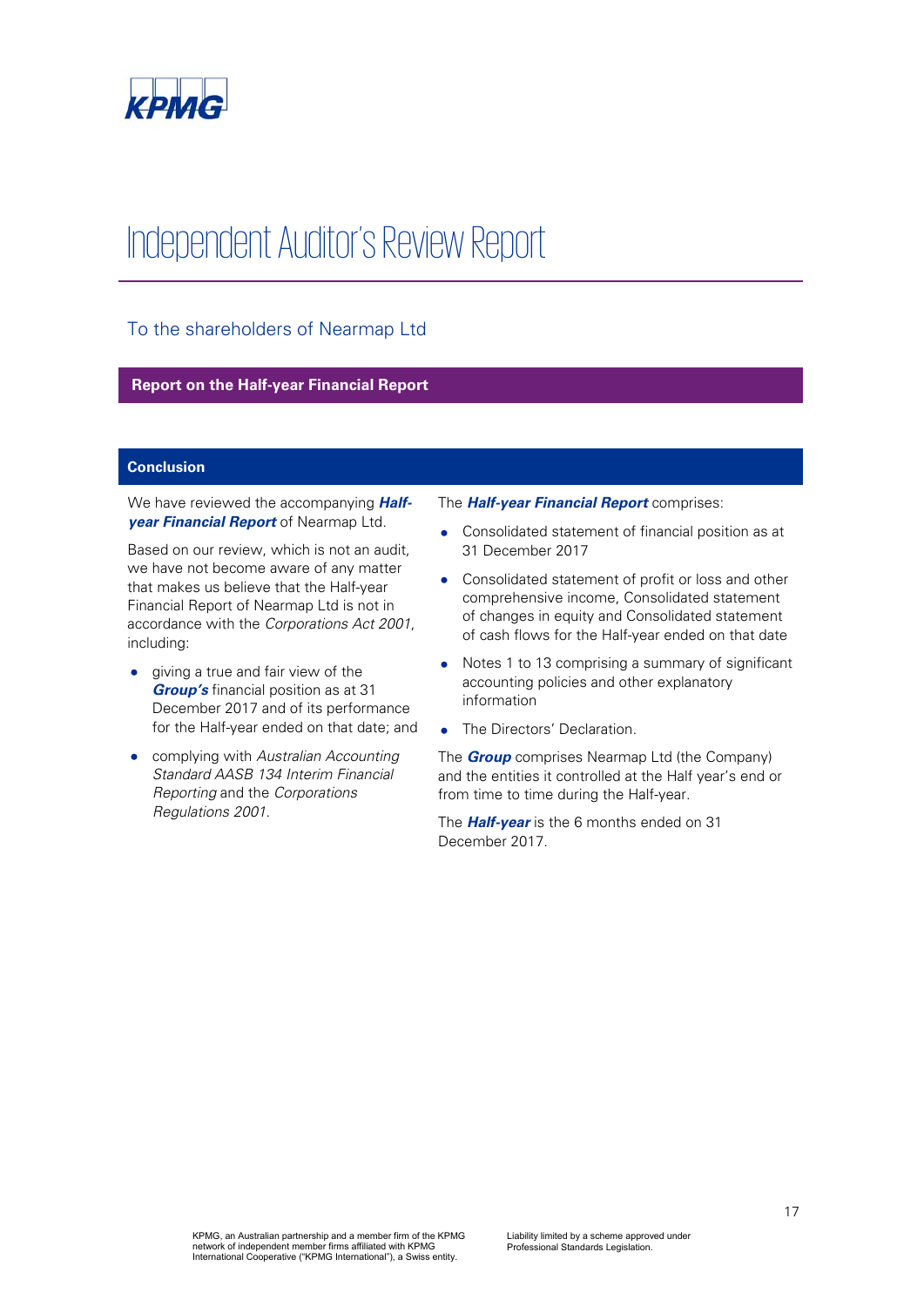# Independent Auditor's Review Report

## To the shareholders of Nearmap Ltd

### Report on the Half-year Financial Report

#### Conclusion

We have reviewed the accompanying ***Half-year Financial Report*** of Nearmap Ltd.

Based on our review, which is not an audit, we have not become aware of any matter that makes us believe that the Half-year Financial Report of Nearmap Ltd is not in accordance with the *Corporations Act 2001*, including:

- giving a true and fair view of the ***Group's*** financial position as at 31 December 2017 and of its performance for the Half-year ended on that date; and
- complying with *Australian Accounting Standard AASB 134 Interim Financial Reporting* and the *Corporations Regulations 2001*.

The ***Half-year Financial Report*** comprises:

- Consolidated statement of financial position as at 31 December 2017
- Consolidated statement of profit or loss and other comprehensive income, Consolidated statement of changes in equity and Consolidated statement of cash flows for the Half-year ended on that date
- Notes 1 to 13 comprising a summary of significant accounting policies and other explanatory information
- The Directors' Declaration.

The ***Group*** comprises Nearmap Ltd (the Company) and the entities it controlled at the Half year's end or from time to time during the Half-year.

The ***Half-year*** is the 6 months ended on 31 December 2017.

KPMG, an Australian partnership and a member firm of the KPMG network of independent member firms affiliated with KPMG International Cooperative ("KPMG International"), a Swiss entity.

Liability limited by a scheme approved under Professional Standards Legislation.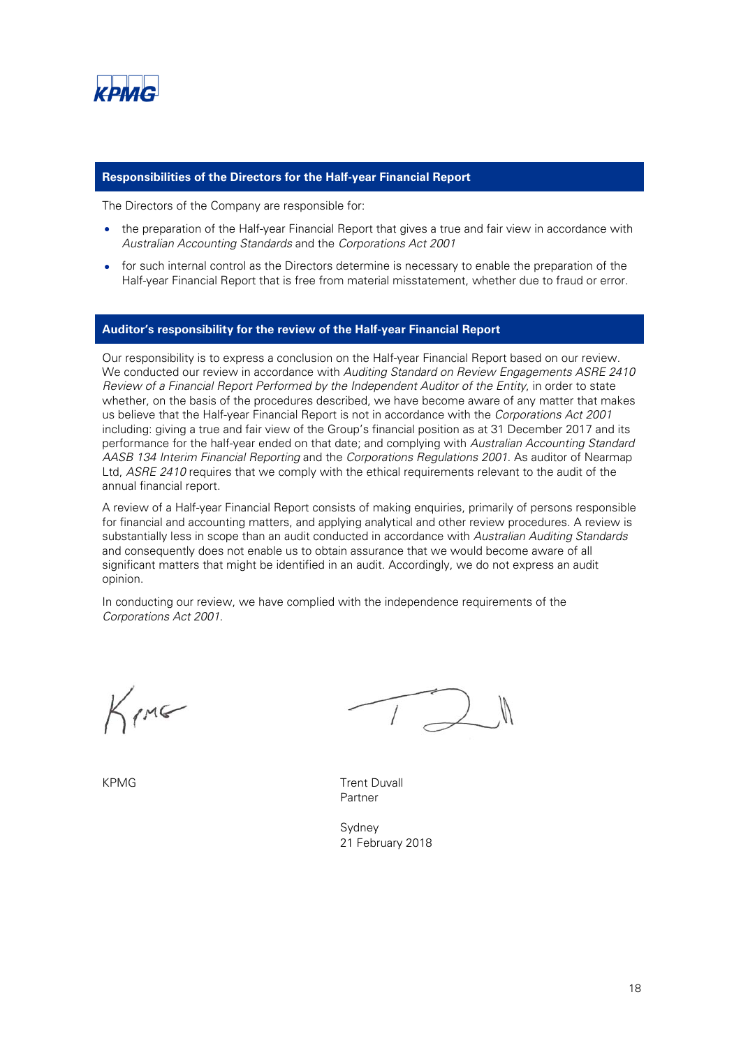## Responsibilities of the Directors for the Half-year Financial Report

The Directors of the Company are responsible for:

- the preparation of the Half-year Financial Report that gives a true and fair view in accordance with *Australian Accounting Standards* and the *Corporations Act 2001*
- for such internal control as the Directors determine is necessary to enable the preparation of the Half-year Financial Report that is free from material misstatement, whether due to fraud or error.

## Auditor's responsibility for the review of the Half-year Financial Report

Our responsibility is to express a conclusion on the Half-year Financial Report based on our review. We conducted our review in accordance with *Auditing Standard on Review Engagements ASRE 2410 Review of a Financial Report Performed by the Independent Auditor of the Entity*, in order to state whether, on the basis of the procedures described, we have become aware of any matter that makes us believe that the Half-year Financial Report is not in accordance with the *Corporations Act 2001* including: giving a true and fair view of the Group's financial position as at 31 December 2017 and its performance for the half-year ended on that date; and complying with *Australian Accounting Standard AASB 134 Interim Financial Reporting* and the *Corporations Regulations 2001*. As auditor of Nearmap Ltd, *ASRE 2410* requires that we comply with the ethical requirements relevant to the audit of the annual financial report.

A review of a Half-year Financial Report consists of making enquiries, primarily of persons responsible for financial and accounting matters, and applying analytical and other review procedures. A review is substantially less in scope than an audit conducted in accordance with *Australian Auditing Standards* and consequently does not enable us to obtain assurance that we would become aware of all significant matters that might be identified in an audit. Accordingly, we do not express an audit opinion.

In conducting our review, we have complied with the independence requirements of the *Corporations Act 2001*.

KPMG

Trent Duvall
Partner

Sydney
21 February 2018